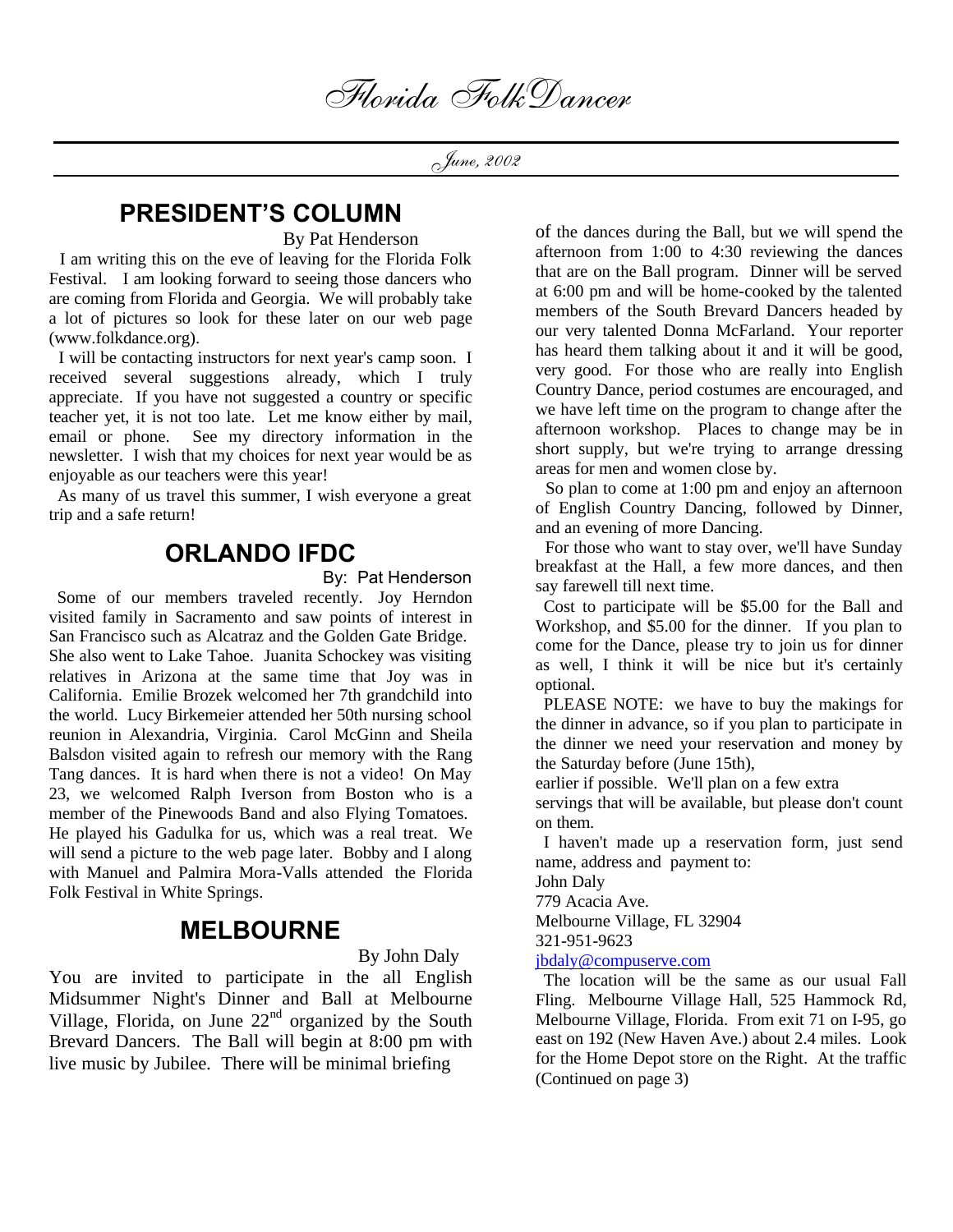# Florida FolkDancer

*June, 2002*

## PRESIDENT'S COLUMN

By Pat Henderson

I am writing this on the eve of leaving for the Florida Folk Festival. I am looking forward to seeing those dancers who are coming from Florida and Georgia. We will probably take a lot of pictures so look for these later on our web page (www.folkdance.org).

I will be contacting instructors for next year's camp soon. I received several suggestions already, which I truly appreciate. If you have not suggested a country or specific teacher yet, it is not too late. Let me know either by mail, email or phone. See my directory information in the newsletter. I wish that my choices for next year would be as enjoyable as our teachers were this year!

As many of us travel this summer, I wish everyone a great trip and a safe return!

## ORLANDO IFDC

By: Pat Henderson

Some of our members traveled recently. Joy Herndon visited family in Sacramento and saw points of interest in San Francisco such as Alcatraz and the Golden Gate Bridge. She also went to Lake Tahoe. Juanita Schockey was visiting relatives in Arizona at the same time that Joy was in California. Emilie Brozek welcomed her 7th grandchild into the world. Lucy Birkemeier attended her 50th nursing school reunion in Alexandria, Virginia. Carol McGinn and Sheila Balsdon visited again to refresh our memory with the Rang Tang dances. It is hard when there is not a video! On May 23, we welcomed Ralph Iverson from Boston who is a member of the Pinewoods Band and also Flying Tomatoes. He played his Gadulka for us, which was a real treat. We will send a picture to the web page later. Bobby and I along with Manuel and Palmira Mora-Valls attended the Florida Folk Festival in White Springs.

## MELBOURNE

By John Daly

You are invited to participate in the all English Midsummer Night's Dinner and Ball at Melbourne Village, Florida, on June 22nd organized by the South Brevard Dancers. The Ball will begin at 8:00 pm with live music by Jubilee. There will be minimal briefing of the dances during the Ball, but we will spend the afternoon from 1:00 to 4:30 reviewing the dances that are on the Ball program. Dinner will be served at 6:00 pm and will be home-cooked by the talented members of the South Brevard Dancers headed by our very talented Donna McFarland. Your reporter has heard them talking about it and it will be good, very good. For those who are really into English Country Dance, period costumes are encouraged, and we have left time on the program to change after the afternoon workshop. Places to change may be in short supply, but we're trying to arrange dressing areas for men and women close by.

So plan to come at 1:00 pm and enjoy an afternoon of English Country Dancing, followed by Dinner, and an evening of more Dancing.

For those who want to stay over, we'll have Sunday breakfast at the Hall, a few more dances, and then say farewell till next time.

Cost to participate will be $5.00 for the Ball and Workshop, and $5.00 for the dinner. If you plan to come for the Dance, please try to join us for dinner as well, I think it will be nice but it's certainly optional.

PLEASE NOTE: we have to buy the makings for the dinner in advance, so if you plan to participate in the dinner we need your reservation and money by the Saturday before (June 15th),
earlier if possible. We'll plan on a few extra
servings that will be available, but please don't count on them.

I haven't made up a reservation form, just send name, address and payment to:
John Daly
779 Acacia Ave.
Melbourne Village, FL 32904
321-951-9623
jbdaly@compuserve.com

The location will be the same as our usual Fall Fling. Melbourne Village Hall, 525 Hammock Rd, Melbourne Village, Florida. From exit 71 on I-95, go east on 192 (New Haven Ave.) about 2.4 miles. Look for the Home Depot store on the Right. At the traffic
(Continued on page 3)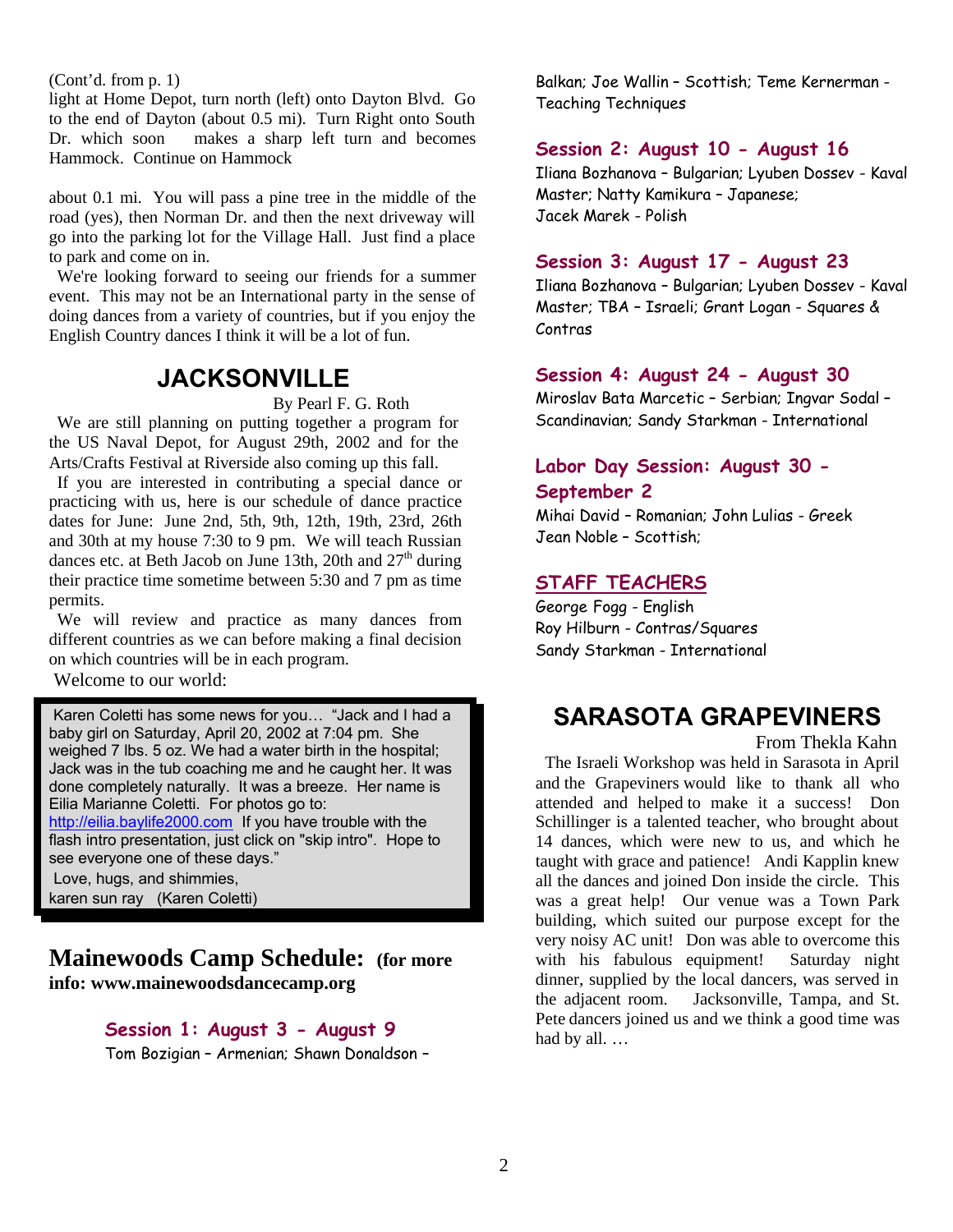(Cont'd. from p. 1)

light at Home Depot, turn north (left) onto Dayton Blvd. Go to the end of Dayton (about 0.5 mi). Turn Right onto South Dr. which soon makes a sharp left turn and becomes Hammock. Continue on Hammock

about 0.1 mi. You will pass a pine tree in the middle of the road (yes), then Norman Dr. and then the next driveway will go into the parking lot for the Village Hall. Just find a place to park and come on in.

We're looking forward to seeing our friends for a summer event. This may not be an International party in the sense of doing dances from a variety of countries, but if you enjoy the English Country dances I think it will be a lot of fun.

## JACKSONVILLE

By Pearl F. G. Roth

We are still planning on putting together a program for the US Naval Depot, for August 29th, 2002 and for the Arts/Crafts Festival at Riverside also coming up this fall.

If you are interested in contributing a special dance or practicing with us, here is our schedule of dance practice dates for June: June 2nd, 5th, 9th, 12th, 19th, 23rd, 26th and 30th at my house 7:30 to 9 pm. We will teach Russian dances etc. at Beth Jacob on June 13th, 20th and 27th during their practice time sometime between 5:30 and 7 pm as time permits.

We will review and practice as many dances from different countries as we can before making a final decision on which countries will be in each program.

Welcome to our world:

Karen Coletti has some news for you… "Jack and I had a baby girl on Saturday, April 20, 2002 at 7:04 pm. She weighed 7 lbs. 5 oz. We had a water birth in the hospital; Jack was in the tub coaching me and he caught her. It was done completely naturally. It was a breeze. Her name is Eilia Marianne Coletti. For photos go to: http://eilia.baylife2000.com If you have trouble with the flash intro presentation, just click on "skip intro". Hope to see everyone one of these days."

Love, hugs, and shimmies,
karen sun ray (Karen Coletti)

## Mainewoods Camp Schedule: (for more info: www.mainewoodsdancecamp.org

### Session 1: August 3 - August 9

Tom Bozigian – Armenian; Shawn Donaldson – Balkan; Joe Wallin – Scottish; Teme Kernerman - Teaching Techniques

### Session 2: August 10 - August 16

Iliana Bozhanova – Bulgarian; Lyuben Dossev - Kaval Master; Natty Kamikura – Japanese; Jacek Marek - Polish

### Session 3: August 17 - August 23

Iliana Bozhanova – Bulgarian; Lyuben Dossev - Kaval Master; TBA – Israeli; Grant Logan - Squares & Contras

### Session 4: August 24 - August 30

Miroslav Bata Marcetic – Serbian; Ingvar Sodal – Scandinavian; Sandy Starkman - International

### Labor Day Session: August 30 - September 2

Mihai David – Romanian; John Lulias - Greek
Jean Noble – Scottish;

### STAFF TEACHERS

George Fogg - English
Roy Hilburn - Contras/Squares
Sandy Starkman - International

## SARASOTA GRAPEVINERS

From Thekla Kahn

The Israeli Workshop was held in Sarasota in April and the Grapeviners would like to thank all who attended and helped to make it a success! Don Schillinger is a talented teacher, who brought about 14 dances, which were new to us, and which he taught with grace and patience! Andi Kapplin knew all the dances and joined Don inside the circle. This was a great help! Our venue was a Town Park building, which suited our purpose except for the very noisy AC unit! Don was able to overcome this with his fabulous equipment! Saturday night dinner, supplied by the local dancers, was served in the adjacent room. Jacksonville, Tampa, and St. Pete dancers joined us and we think a good time was had by all. …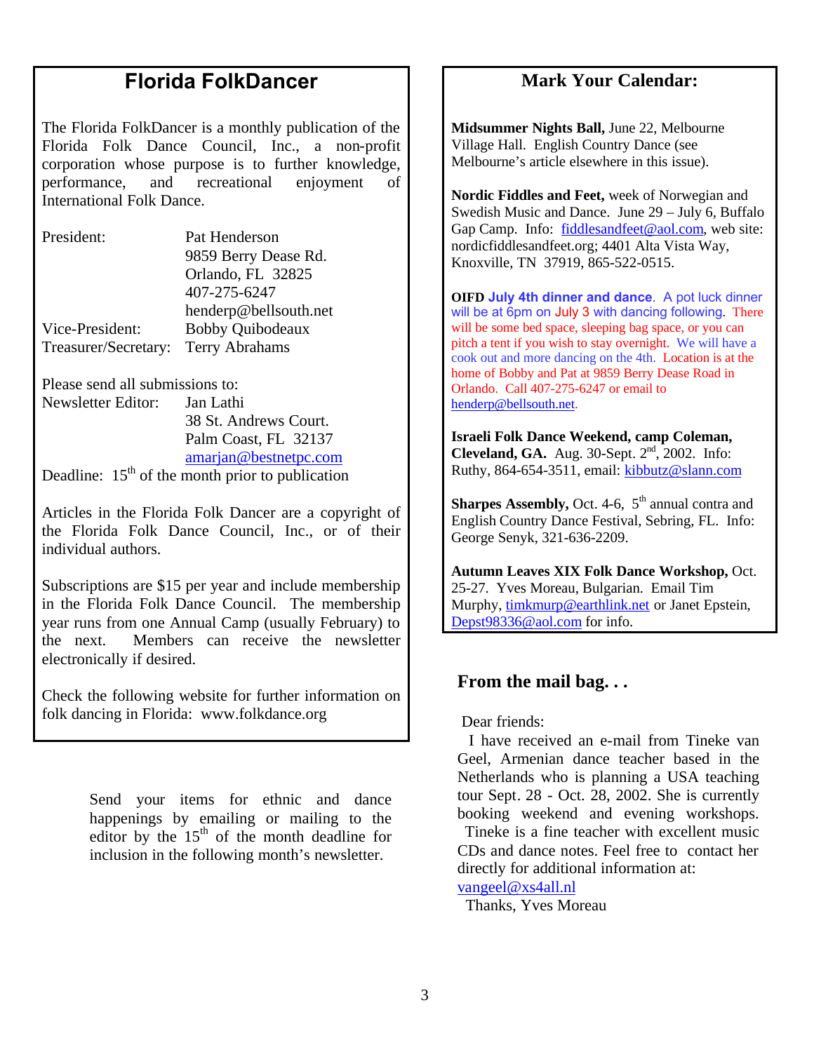# Florida FolkDancer

The Florida FolkDancer is a monthly publication of the Florida Folk Dance Council, Inc., a non-profit corporation whose purpose is to further knowledge, performance, and recreational enjoyment of International Folk Dance.

| | |
|---|---|
| President: | Pat Henderson<br>9859 Berry Dease Rd.<br>Orlando, FL 32825<br>407-275-6247<br>henderp@bellsouth.net |
| Vice-President: | Bobby Quibodeaux |
| Treasurer/Secretary: | Terry Abrahams |

Please send all submissions to:
Newsletter Editor: Jan Lathi
38 St. Andrews Court.
Palm Coast, FL 32137
amarjan@bestnetpc.com

Deadline: 15th of the month prior to publication

Articles in the Florida Folk Dancer are a copyright of the Florida Folk Dance Council, Inc., or of their individual authors.

Subscriptions are $15 per year and include membership in the Florida Folk Dance Council. The membership year runs from one Annual Camp (usually February) to the next. Members can receive the newsletter electronically if desired.

Check the following website for further information on folk dancing in Florida: www.folkdance.org

Send your items for ethnic and dance happenings by emailing or mailing to the editor by the 15th of the month deadline for inclusion in the following month's newsletter.

## Mark Your Calendar:

**Midsummer Nights Ball,** June 22, Melbourne Village Hall. English Country Dance (see Melbourne's article elsewhere in this issue).

**Nordic Fiddles and Feet,** week of Norwegian and Swedish Music and Dance. June 29 – July 6, Buffalo Gap Camp. Info: fiddlesandfeet@aol.com, web site: nordicfiddlesandfeet.org; 4401 Alta Vista Way, Knoxville, TN 37919, 865-522-0515.

**OIFD July 4th dinner and dance**. A pot luck dinner will be at 6pm on July 3 with dancing following. There will be some bed space, sleeping bag space, or you can pitch a tent if you wish to stay overnight. We will have a cook out and more dancing on the 4th. Location is at the home of Bobby and Pat at 9859 Berry Dease Road in Orlando. Call 407-275-6247 or email to henderp@bellsouth.net.

**Israeli Folk Dance Weekend, camp Coleman, Cleveland, GA.** Aug. 30-Sept. 2nd, 2002. Info: Ruthy, 864-654-3511, email: kibbutz@slann.com

**Sharpes Assembly,** Oct. 4-6, 5th annual contra and English Country Dance Festival, Sebring, FL. Info: George Senyk, 321-636-2209.

**Autumn Leaves XIX Folk Dance Workshop,** Oct. 25-27. Yves Moreau, Bulgarian. Email Tim Murphy, timkmurp@earthlink.net or Janet Epstein, Depst98336@aol.com for info.

## From the mail bag. . .

Dear friends:

I have received an e-mail from Tineke van Geel, Armenian dance teacher based in the Netherlands who is planning a USA teaching tour Sept. 28 - Oct. 28, 2002. She is currently booking weekend and evening workshops. Tineke is a fine teacher with excellent music CDs and dance notes. Feel free to contact her directly for additional information at: vangeel@xs4all.nl

Thanks, Yves Moreau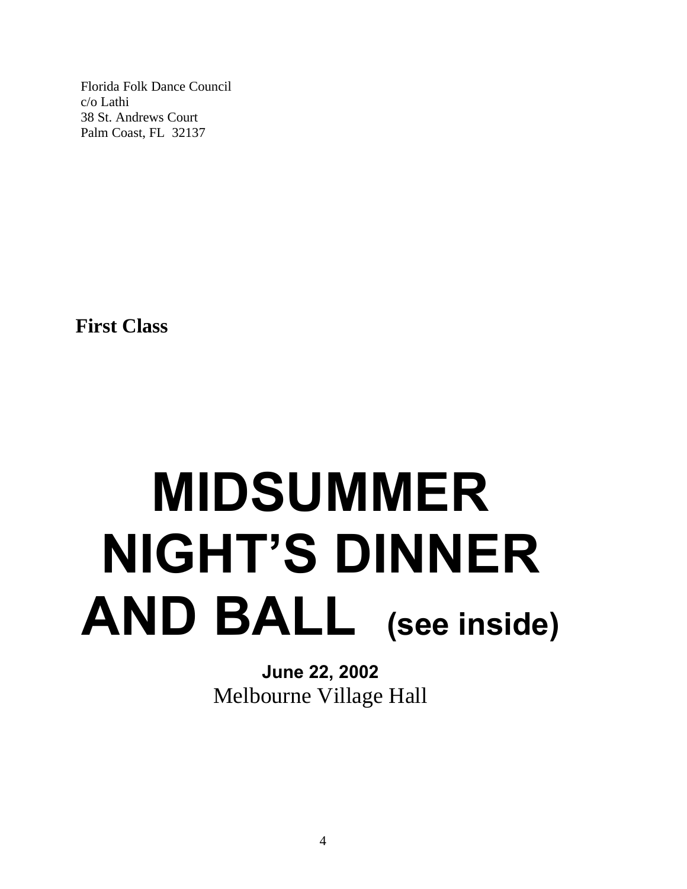Florida Folk Dance Council  
c/o Lathi  
38 St. Andrews Court  
Palm Coast, FL 32137

**First Class**

# MIDSUMMER NIGHT'S DINNER AND BALL (see inside)

**June 22, 2002**

Melbourne Village Hall